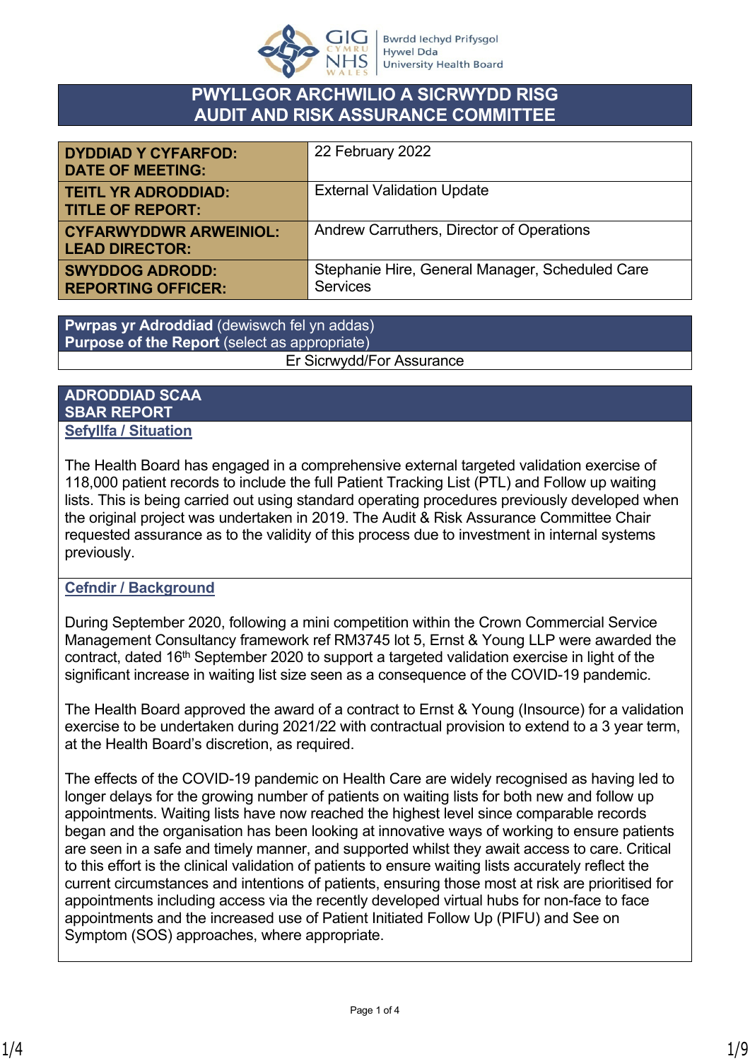# PWYLLGOR ARCHWILIO A SICRWYDD RISG
# AUDIT AND RISK ASSURANCE COMMITTEE

| | |
|---|---|
| **DYDDIAD Y CYFARFOD: DATE OF MEETING:** | 22 February 2022 |
| **TEITL YR ADRODDIAD: TITLE OF REPORT:** | External Validation Update |
| **CYFARWYDDWR ARWEINIOL: LEAD DIRECTOR:** | Andrew Carruthers, Director of Operations |
| **SWYDDOG ADRODD: REPORTING OFFICER:** | Stephanie Hire, General Manager, Scheduled Care Services |

| **Pwrpas yr Adroddiad** (dewiswch fel yn addas) **Purpose of the Report** (select as appropriate) |
|---|
| Er Sicrwydd/For Assurance |

## ADRODDIAD SCAA
## SBAR REPORT

### Sefyllfa / Situation

The Health Board has engaged in a comprehensive external targeted validation exercise of 118,000 patient records to include the full Patient Tracking List (PTL) and Follow up waiting lists. This is being carried out using standard operating procedures previously developed when the original project was undertaken in 2019. The Audit & Risk Assurance Committee Chair requested assurance as to the validity of this process due to investment in internal systems previously.

### Cefndir / Background

During September 2020, following a mini competition within the Crown Commercial Service Management Consultancy framework ref RM3745 lot 5, Ernst & Young LLP were awarded the contract, dated 16th September 2020 to support a targeted validation exercise in light of the significant increase in waiting list size seen as a consequence of the COVID-19 pandemic.

The Health Board approved the award of a contract to Ernst & Young (Insource) for a validation exercise to be undertaken during 2021/22 with contractual provision to extend to a 3 year term, at the Health Board's discretion, as required.

The effects of the COVID-19 pandemic on Health Care are widely recognised as having led to longer delays for the growing number of patients on waiting lists for both new and follow up appointments. Waiting lists have now reached the highest level since comparable records began and the organisation has been looking at innovative ways of working to ensure patients are seen in a safe and timely manner, and supported whilst they await access to care. Critical to this effort is the clinical validation of patients to ensure waiting lists accurately reflect the current circumstances and intentions of patients, ensuring those most at risk are prioritised for appointments including access via the recently developed virtual hubs for non-face to face appointments and the increased use of Patient Initiated Follow Up (PIFU) and See on Symptom (SOS) approaches, where appropriate.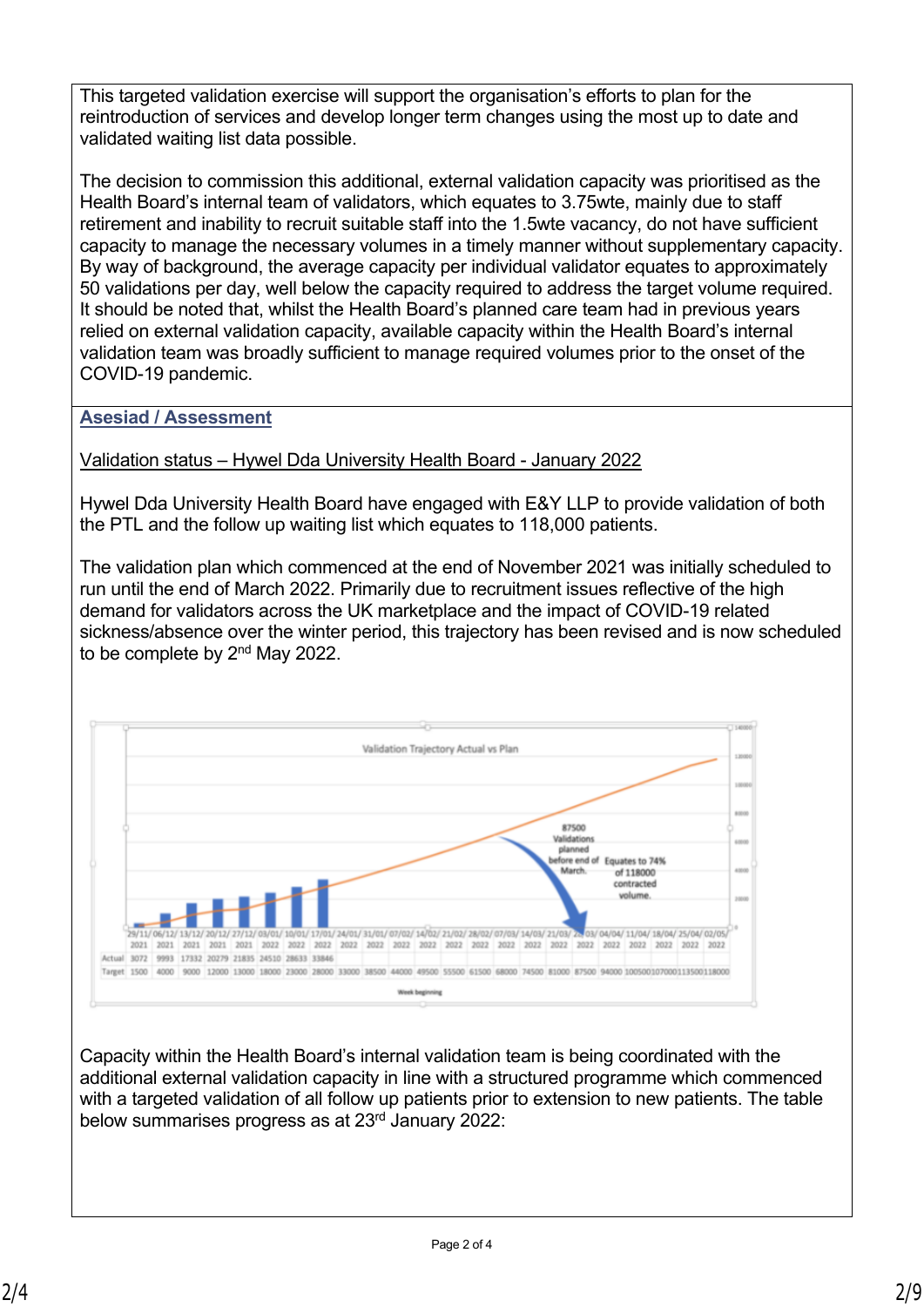This targeted validation exercise will support the organisation's efforts to plan for the reintroduction of services and develop longer term changes using the most up to date and validated waiting list data possible.

The decision to commission this additional, external validation capacity was prioritised as the Health Board's internal team of validators, which equates to 3.75wte, mainly due to staff retirement and inability to recruit suitable staff into the 1.5wte vacancy, do not have sufficient capacity to manage the necessary volumes in a timely manner without supplementary capacity. By way of background, the average capacity per individual validator equates to approximately 50 validations per day, well below the capacity required to address the target volume required. It should be noted that, whilst the Health Board's planned care team had in previous years relied on external validation capacity, available capacity within the Health Board's internal validation team was broadly sufficient to manage required volumes prior to the onset of the COVID-19 pandemic.

## Asesiad / Assessment

Validation status – Hywel Dda University Health Board - January 2022

Hywel Dda University Health Board have engaged with E&Y LLP to provide validation of both the PTL and the follow up waiting list which equates to 118,000 patients.

The validation plan which commenced at the end of November 2021 was initially scheduled to run until the end of March 2022. Primarily due to recruitment issues reflective of the high demand for validators across the UK marketplace and the impact of COVID-19 related sickness/absence over the winter period, this trajectory has been revised and is now scheduled to be complete by 2nd May 2022.

Validation Trajectory Actual vs Plan

87500 Validations planned before end of March. Equates to 74% of 118000 contracted volume.

| Week beginning | Actual | Target |
|---|---|---|
| 29/11/2021 | 3072 | 1500 |
| 06/12/2021 | 9993 | 4000 |
| 13/12/2021 | 17332 | 9000 |
| 20/12/2021 | 20279 | 12000 |
| 27/12/2021 | 21835 | 13000 |
| 03/01/2022 | 24510 | 18000 |
| 10/01/2022 | 28633 | 23000 |
| 17/01/2022 | 33846 | 28000 |
| 24/01/2022 | | 33000 |
| 31/01/2022 | | 38500 |
| 07/02/2022 | | 44000 |
| 14/02/2022 | | 49500 |
| 21/02/2022 | | 55500 |
| 28/02/2022 | | 61500 |
| 07/03/2022 | | 68000 |
| 14/03/2022 | | 74500 |
| 21/03/2022 | | 81000 |
| 28/03/2022 | | 87500 |
| 04/04/2022 | | 94000 |
| 11/04/2022 | | 100500 |
| 18/04/2022 | | 107000 |
| 25/04/2022 | | 113500 |
| 02/05/2022 | | 118000 |

Capacity within the Health Board's internal validation team is being coordinated with the additional external validation capacity in line with a structured programme which commenced with a targeted validation of all follow up patients prior to extension to new patients. The table below summarises progress as at 23rd January 2022: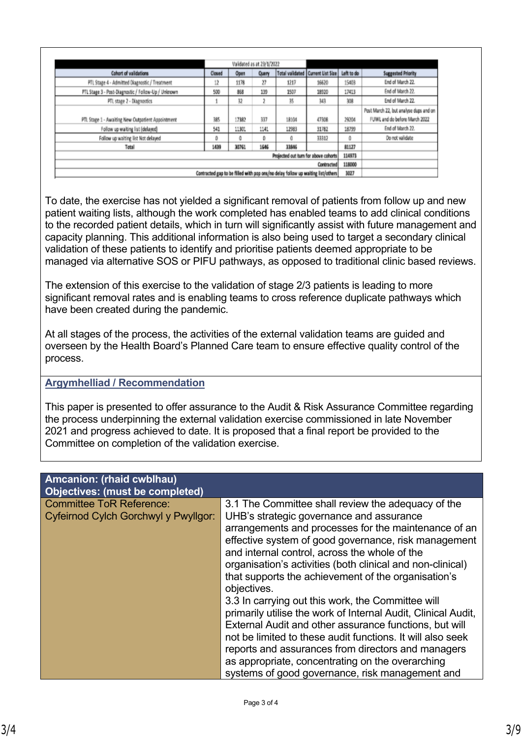| Cohort of validations | Validated as at 23/1/2022 | | | | | | |
|---|---|---|---|---|---|---|---|
| | Closed | Open | Query | Total validated | Current List Size | Left to do | Suggested Priority |
| PTL Stage 4 - Admitted Diagnostic / Treatment | 12 | 1178 | 27 | 1217 | 16620 | 15403 | End of March 22. |
| PTL Stage 3 - Post-Diagnostic / Follow-Up / Unknown | 500 | 868 | 139 | 1507 | 18920 | 17413 | End of March 22. |
| PTL stage 2 - Diagnostics | 1 | 32 | 2 | 35 | 343 | 308 | End of March 22. |
| PTL Stage 1 - Awaiting New Outpatient Appointment | 385 | 17382 | 337 | 18104 | 47308 | 29204 | Post March 22, but analyse dups and on FUWL and do before March 2022 |
| Follow up waiting list (delayed) | 541 | 11301 | 1141 | 12983 | 31782 | 18799 | End of March 22. |
| Follow up waiting list Not delayed | 0 | 0 | 0 | 0 | 33312 | 0 | Do not validate |
| Total | 1439 | 30761 | 1646 | 33846 | | 81127 | |
| Projected out turn for above cohorts | | | | | | 114973 | |
| Contracted | | | | | | 118000 | |
| Contracted gap to be filled with pop ons/no delay follow up waiting list/others | | | | | | 3027 | |

To date, the exercise has not yielded a significant removal of patients from follow up and new patient waiting lists, although the work completed has enabled teams to add clinical conditions to the recorded patient details, which in turn will significantly assist with future management and capacity planning. This additional information is also being used to target a secondary clinical validation of these patients to identify and prioritise patients deemed appropriate to be managed via alternative SOS or PIFU pathways, as opposed to traditional clinic based reviews.

The extension of this exercise to the validation of stage 2/3 patients is leading to more significant removal rates and is enabling teams to cross reference duplicate pathways which have been created during the pandemic.

At all stages of the process, the activities of the external validation teams are guided and overseen by the Health Board's Planned Care team to ensure effective quality control of the process.

## Argymhelliad / Recommendation

This paper is presented to offer assurance to the Audit & Risk Assurance Committee regarding the process underpinning the external validation exercise commissioned in late November 2021 and progress achieved to date. It is proposed that a final report be provided to the Committee on completion of the validation exercise.

| **Amcanion: (rhaid cwblhau)**<br>**Objectives: (must be completed)** | |
|---|---|
| Committee ToR Reference:<br>Cyfeirnod Cylch Gorchwyl y Pwyllgor: | 3.1 The Committee shall review the adequacy of the UHB's strategic governance and assurance arrangements and processes for the maintenance of an effective system of good governance, risk management and internal control, across the whole of the organisation's activities (both clinical and non-clinical) that supports the achievement of the organisation's objectives.<br>3.3 In carrying out this work, the Committee will primarily utilise the work of Internal Audit, Clinical Audit, External Audit and other assurance functions, but will not be limited to these audit functions. It will also seek reports and assurances from directors and managers as appropriate, concentrating on the overarching systems of good governance, risk management and |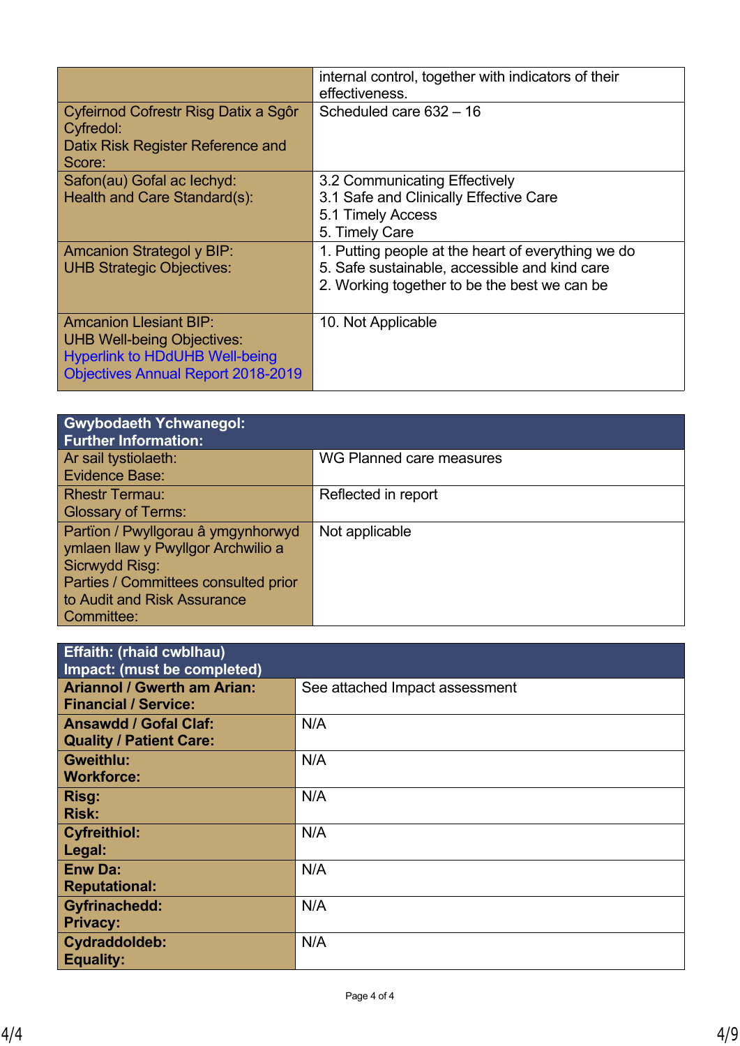| | |
|---|---|
| | internal control, together with indicators of their effectiveness. |
| Cyfeirnod Cofrestr Risg Datix a Sgôr Cyfredol:<br>Datix Risk Register Reference and Score: | Scheduled care 632 – 16 |
| Safon(au) Gofal ac Iechyd:<br>Health and Care Standard(s): | 3.2 Communicating Effectively<br>3.1 Safe and Clinically Effective Care<br>5.1 Timely Access<br>5. Timely Care |
| Amcanion Strategol y BIP:<br>UHB Strategic Objectives: | 1. Putting people at the heart of everything we do<br>5. Safe sustainable, accessible and kind care<br>2. Working together to be the best we can be |
| Amcanion Llesiant BIP:<br>UHB Well-being Objectives:<br>Hyperlink to HDdUHB Well-being Objectives Annual Report 2018-2019 | 10. Not Applicable |

| **Gwybodaeth Ychwanegol:<br>Further Information:** | |
|---|---|
| Ar sail tystiolaeth:<br>Evidence Base: | WG Planned care measures |
| Rhestr Termau:<br>Glossary of Terms: | Reflected in report |
| Partïon / Pwyllgorau â ymgynhorwyd ymlaen llaw y Pwyllgor Archwilio a Sicrwydd Risg:<br>Parties / Committees consulted prior to Audit and Risk Assurance Committee: | Not applicable |

| **Effaith: (rhaid cwblhau)<br>Impact: (must be completed)** | |
|---|---|
| **Ariannol / Gwerth am Arian:<br>Financial / Service:** | See attached Impact assessment |
| **Ansawdd / Gofal Claf:<br>Quality / Patient Care:** | N/A |
| **Gweithlu:<br>Workforce:** | N/A |
| **Risg:<br>Risk:** | N/A |
| **Cyfreithiol:<br>Legal:** | N/A |
| **Enw Da:<br>Reputational:** | N/A |
| **Gyfrinachedd:<br>Privacy:** | N/A |
| **Cydraddoldeb:<br>Equality:** | N/A |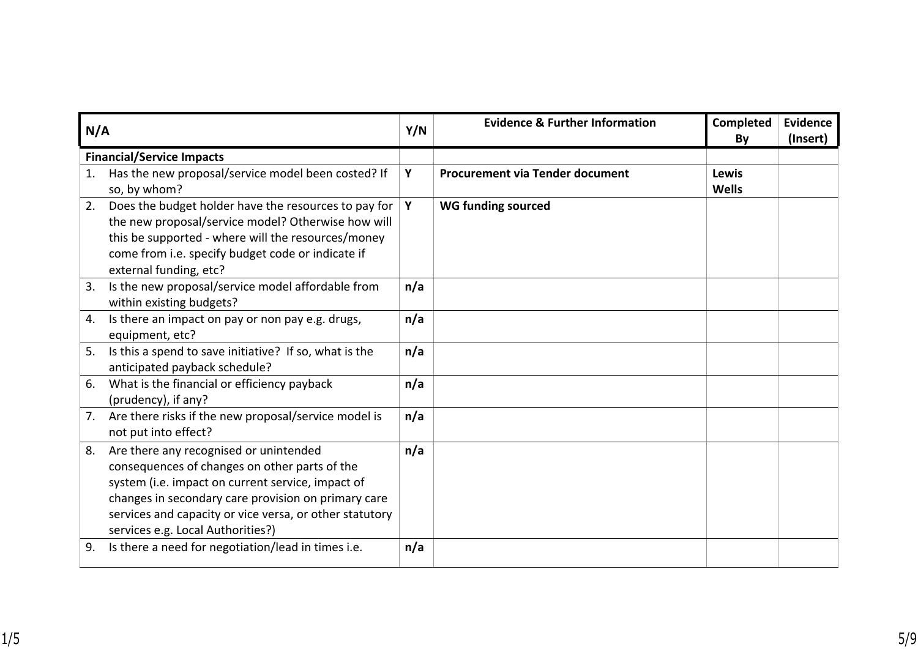| N/A | Y/N | Evidence & Further Information | Completed By | Evidence (Insert) |
|---|---|---|---|---|
| **Financial/Service Impacts** | | | | |
| 1. Has the new proposal/service model been costed? If so, by whom? | **Y** | **Procurement via Tender document** | **Lewis Wells** | |
| 2. Does the budget holder have the resources to pay for the new proposal/service model? Otherwise how will this be supported - where will the resources/money come from i.e. specify budget code or indicate if external funding, etc? | **Y** | **WG funding sourced** | | |
| 3. Is the new proposal/service model affordable from within existing budgets? | **n/a** | | | |
| 4. Is there an impact on pay or non pay e.g. drugs, equipment, etc? | **n/a** | | | |
| 5. Is this a spend to save initiative? If so, what is the anticipated payback schedule? | **n/a** | | | |
| 6. What is the financial or efficiency payback (prudency), if any? | **n/a** | | | |
| 7. Are there risks if the new proposal/service model is not put into effect? | **n/a** | | | |
| 8. Are there any recognised or unintended consequences of changes on other parts of the system (i.e. impact on current service, impact of changes in secondary care provision on primary care services and capacity or vice versa, or other statutory services e.g. Local Authorities?) | **n/a** | | | |
| 9. Is there a need for negotiation/lead in times i.e. | **n/a** | | | |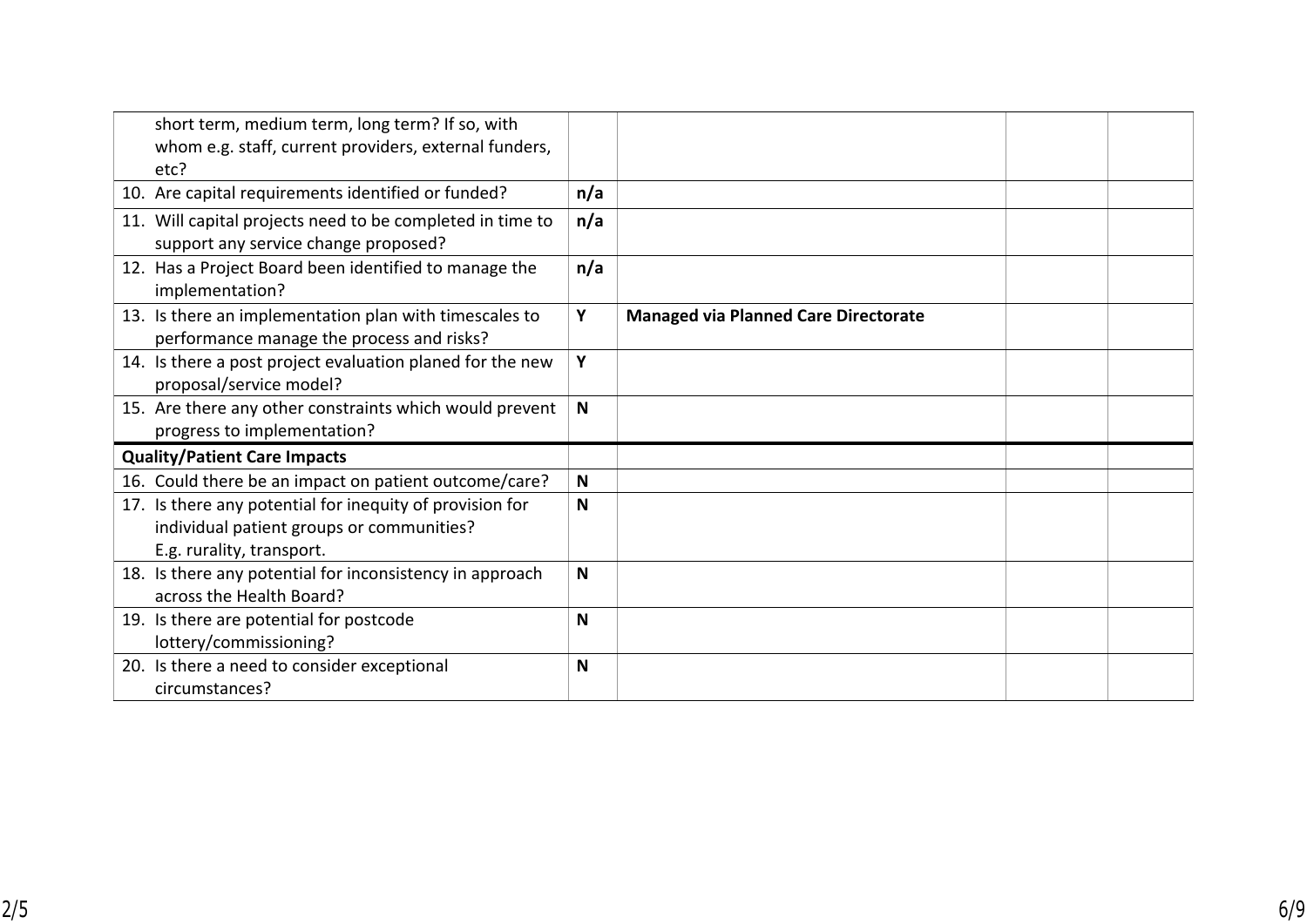| | | | | |
|---|---|---|---|---|
| short term, medium term, long term? If so, with whom e.g. staff, current providers, external funders, etc? | | | | |
| 10. Are capital requirements identified or funded? | **n/a** | | | |
| 11. Will capital projects need to be completed in time to support any service change proposed? | **n/a** | | | |
| 12. Has a Project Board been identified to manage the implementation? | **n/a** | | | |
| 13. Is there an implementation plan with timescales to performance manage the process and risks? | **Y** | **Managed via Planned Care Directorate** | | |
| 14. Is there a post project evaluation planed for the new proposal/service model? | **Y** | | | |
| 15. Are there any other constraints which would prevent progress to implementation? | **N** | | | |
| **Quality/Patient Care Impacts** | | | | |
| 16. Could there be an impact on patient outcome/care? | **N** | | | |
| 17. Is there any potential for inequity of provision for individual patient groups or communities? E.g. rurality, transport. | **N** | | | |
| 18. Is there any potential for inconsistency in approach across the Health Board? | **N** | | | |
| 19. Is there are potential for postcode lottery/commissioning? | **N** | | | |
| 20. Is there a need to consider exceptional circumstances? | **N** | | | |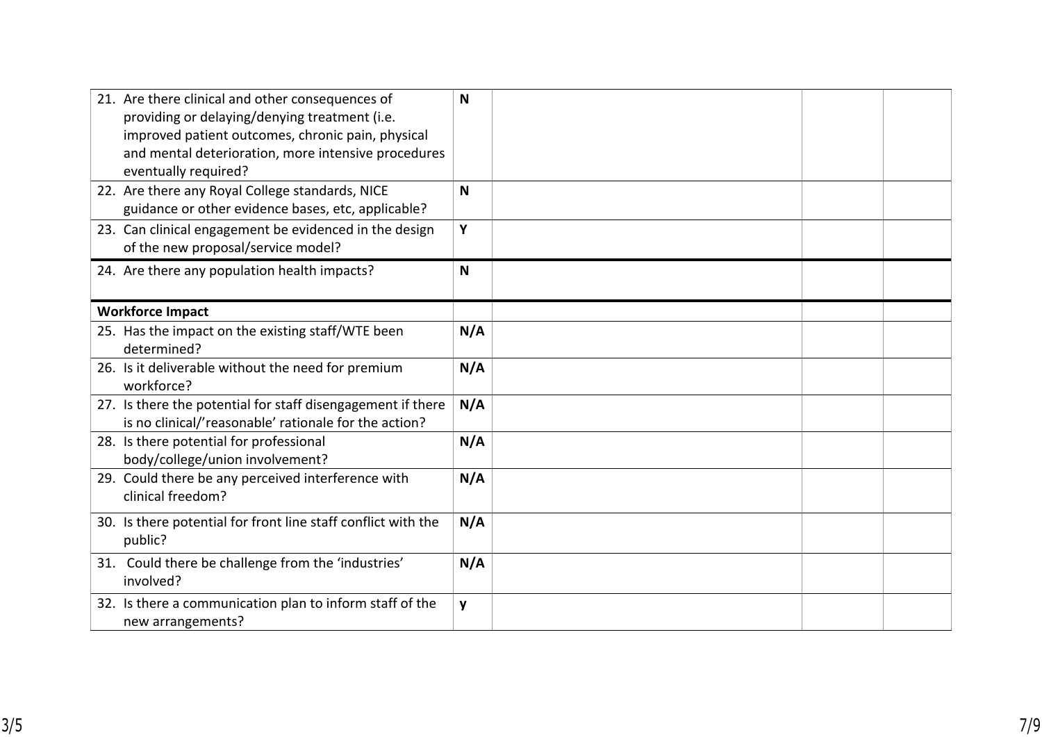| | | | | |
|---|---|---|---|---|
| 21. Are there clinical and other consequences of providing or delaying/denying treatment (i.e. improved patient outcomes, chronic pain, physical and mental deterioration, more intensive procedures eventually required? | **N** | | | |
| 22. Are there any Royal College standards, NICE guidance or other evidence bases, etc, applicable? | **N** | | | |
| 23. Can clinical engagement be evidenced in the design of the new proposal/service model? | **Y** | | | |
| 24. Are there any population health impacts? | **N** | | | |
| **Workforce Impact** | | | | |
| 25. Has the impact on the existing staff/WTE been determined? | **N/A** | | | |
| 26. Is it deliverable without the need for premium workforce? | **N/A** | | | |
| 27. Is there the potential for staff disengagement if there is no clinical/'reasonable' rationale for the action? | **N/A** | | | |
| 28. Is there potential for professional body/college/union involvement? | **N/A** | | | |
| 29. Could there be any perceived interference with clinical freedom? | **N/A** | | | |
| 30. Is there potential for front line staff conflict with the public? | **N/A** | | | |
| 31. Could there be challenge from the 'industries' involved? | **N/A** | | | |
| 32. Is there a communication plan to inform staff of the new arrangements? | **y** | | | |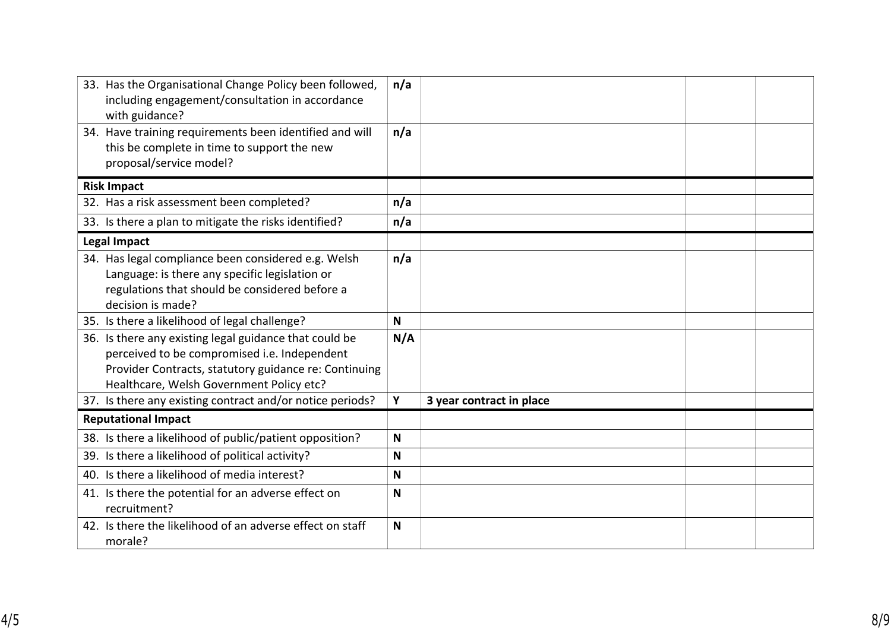| | | | | |
|---|---|---|---|---|
| 33. Has the Organisational Change Policy been followed, including engagement/consultation in accordance with guidance? | **n/a** | | | |
| 34. Have training requirements been identified and will this be complete in time to support the new proposal/service model? | **n/a** | | | |
| **Risk Impact** | | | | |
| 32. Has a risk assessment been completed? | **n/a** | | | |
| 33. Is there a plan to mitigate the risks identified? | **n/a** | | | |
| **Legal Impact** | | | | |
| 34. Has legal compliance been considered e.g. Welsh Language: is there any specific legislation or regulations that should be considered before a decision is made? | **n/a** | | | |
| 35. Is there a likelihood of legal challenge? | **N** | | | |
| 36. Is there any existing legal guidance that could be perceived to be compromised i.e. Independent Provider Contracts, statutory guidance re: Continuing Healthcare, Welsh Government Policy etc? | **N/A** | | | |
| 37. Is there any existing contract and/or notice periods? | **Y** | **3 year contract in place** | | |
| **Reputational Impact** | | | | |
| 38. Is there a likelihood of public/patient opposition? | **N** | | | |
| 39. Is there a likelihood of political activity? | **N** | | | |
| 40. Is there a likelihood of media interest? | **N** | | | |
| 41. Is there the potential for an adverse effect on recruitment? | **N** | | | |
| 42. Is there the likelihood of an adverse effect on staff morale? | **N** | | | |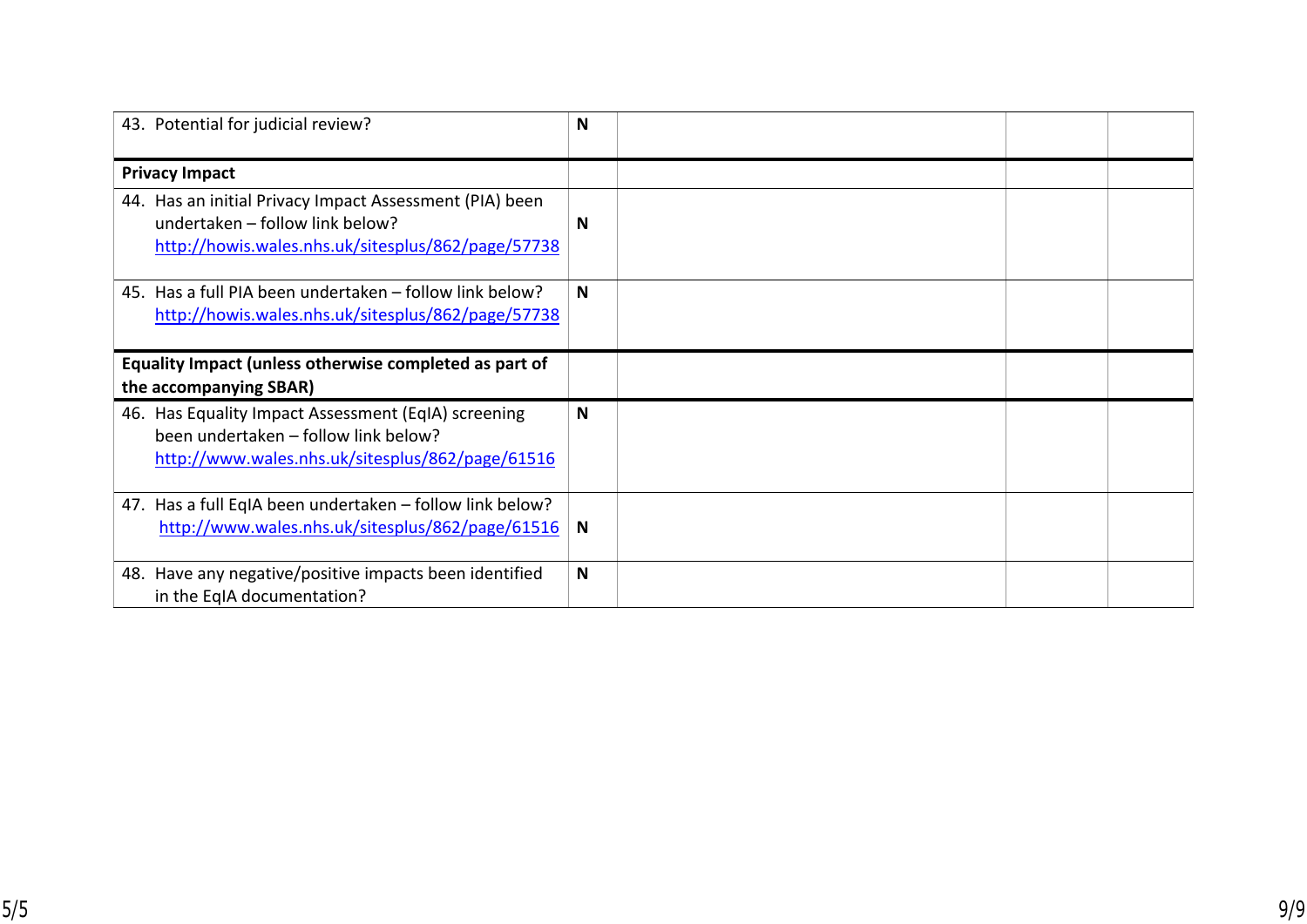| | | | | |
|---|---|---|---|---|
| 43. Potential for judicial review? | **N** | | | |
| **Privacy Impact** | | | | |
| 44. Has an initial Privacy Impact Assessment (PIA) been undertaken – follow link below? http://howis.wales.nhs.uk/sitesplus/862/page/57738 | **N** | | | |
| 45. Has a full PIA been undertaken – follow link below? http://howis.wales.nhs.uk/sitesplus/862/page/57738 | **N** | | | |
| **Equality Impact (unless otherwise completed as part of the accompanying SBAR)** | | | | |
| 46. Has Equality Impact Assessment (EqIA) screening been undertaken – follow link below? http://www.wales.nhs.uk/sitesplus/862/page/61516 | **N** | | | |
| 47. Has a full EqIA been undertaken – follow link below? http://www.wales.nhs.uk/sitesplus/862/page/61516 | **N** | | | |
| 48. Have any negative/positive impacts been identified in the EqIA documentation? | **N** | | | |